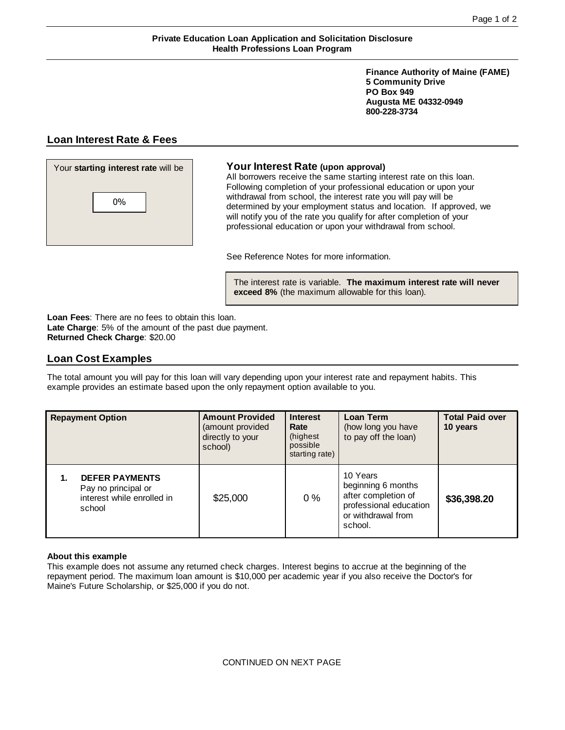**Private Education Loan Application and Solicitation Disclosure**
**Health Professions Loan Program**

**Finance Authority of Maine (FAME)**
**5 Community Drive**
**PO Box 949**
**Augusta ME 04332-0949**
**800-228-3734**

## Loan Interest Rate & Fees

Your **starting interest rate** will be

0%

### Your Interest Rate (upon approval)

All borrowers receive the same starting interest rate on this loan. Following completion of your professional education or upon your withdrawal from school, the interest rate you will pay will be determined by your employment status and location. If approved, we will notify you of the rate you qualify for after completion of your professional education or upon your withdrawal from school.

See Reference Notes for more information.

The interest rate is variable. **The maximum interest rate will never exceed 8%** (the maximum allowable for this loan).

**Loan Fees**: There are no fees to obtain this loan.
**Late Charge**: 5% of the amount of the past due payment.
**Returned Check Charge**: $20.00

## Loan Cost Examples

The total amount you will pay for this loan will vary depending upon your interest rate and repayment habits. This example provides an estimate based upon the only repayment option available to you.

| **Repayment Option** | **Amount Provided** (amount provided directly to your school) | **Interest Rate** (highest possible starting rate) | **Loan Term** (how long you have to pay off the loan) | **Total Paid over 10 years** |
|---|---|---|---|---|
| 1. **DEFER PAYMENTS** Pay no principal or interest while enrolled in school | $25,000 | 0 % | 10 Years beginning 6 months after completion of professional education or withdrawal from school. | **$36,398.20** |

**About this example**

This example does not assume any returned check charges. Interest begins to accrue at the beginning of the repayment period. The maximum loan amount is $10,000 per academic year if you also receive the Doctor's for Maine's Future Scholarship, or $25,000 if you do not.

CONTINUED ON NEXT PAGE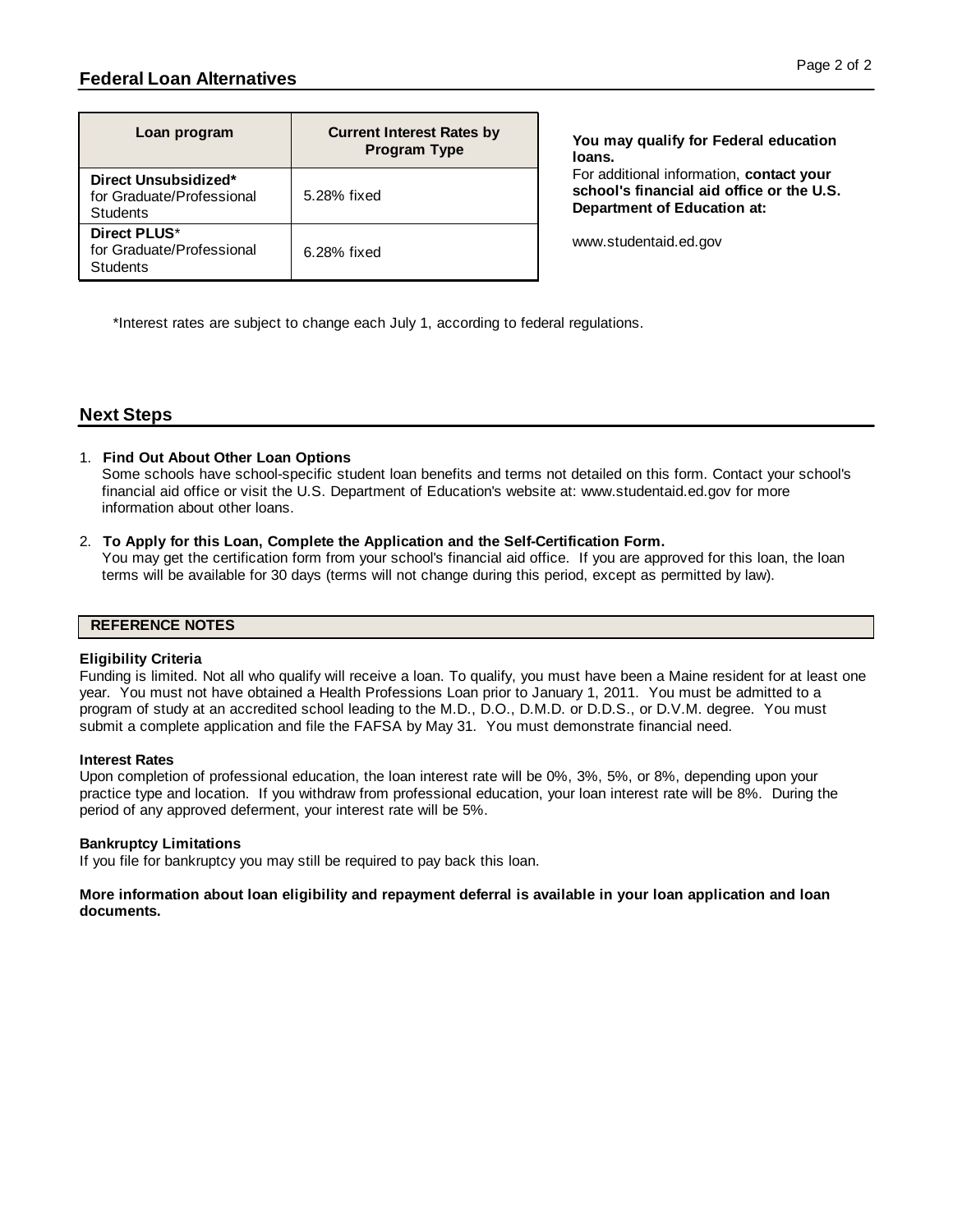## Federal Loan Alternatives

| Loan program | Current Interest Rates by Program Type |
|---|---|
| **Direct Unsubsidized*** for Graduate/Professional Students | 5.28% fixed |
| **Direct PLUS*** for Graduate/Professional Students | 6.28% fixed |

**You may qualify for Federal education loans.**
For additional information, **contact your school's financial aid office or the U.S. Department of Education at:**

www.studentaid.ed.gov

*Interest rates are subject to change each July 1, according to federal regulations.

## Next Steps

1. **Find Out About Other Loan Options**
   Some schools have school-specific student loan benefits and terms not detailed on this form. Contact your school's financial aid office or visit the U.S. Department of Education's website at: www.studentaid.ed.gov for more information about other loans.

2. **To Apply for this Loan, Complete the Application and the Self-Certification Form.**
   You may get the certification form from your school's financial aid office. If you are approved for this loan, the loan terms will be available for 30 days (terms will not change during this period, except as permitted by law).

### REFERENCE NOTES

**Eligibility Criteria**
Funding is limited. Not all who qualify will receive a loan. To qualify, you must have been a Maine resident for at least one year. You must not have obtained a Health Professions Loan prior to January 1, 2011. You must be admitted to a program of study at an accredited school leading to the M.D., D.O., D.M.D. or D.D.S., or D.V.M. degree. You must submit a complete application and file the FAFSA by May 31. You must demonstrate financial need.

**Interest Rates**
Upon completion of professional education, the loan interest rate will be 0%, 3%, 5%, or 8%, depending upon your practice type and location. If you withdraw from professional education, your loan interest rate will be 8%. During the period of any approved deferment, your interest rate will be 5%.

**Bankruptcy Limitations**
If you file for bankruptcy you may still be required to pay back this loan.

**More information about loan eligibility and repayment deferral is available in your loan application and loan documents.**